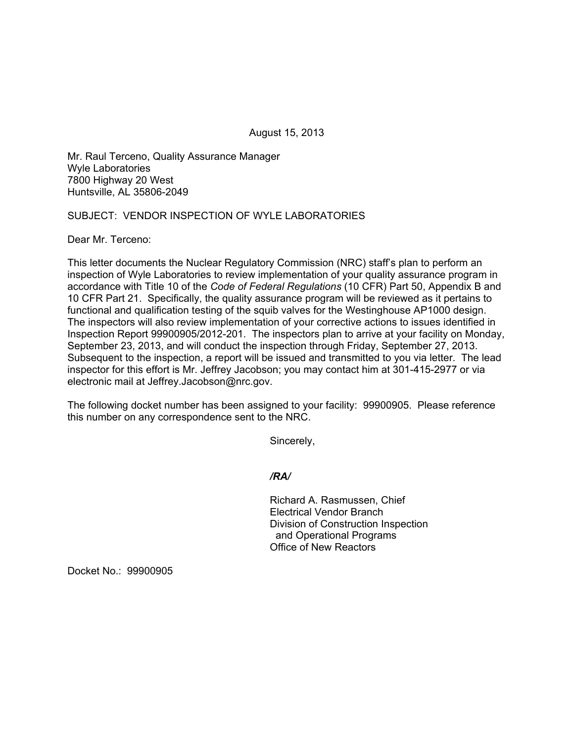August 15, 2013

Mr. Raul Terceno, Quality Assurance Manager
Wyle Laboratories
7800 Highway 20 West
Huntsville, AL 35806-2049

SUBJECT: VENDOR INSPECTION OF WYLE LABORATORIES

Dear Mr. Terceno:

This letter documents the Nuclear Regulatory Commission (NRC) staff's plan to perform an inspection of Wyle Laboratories to review implementation of your quality assurance program in accordance with Title 10 of the *Code of Federal Regulations* (10 CFR) Part 50, Appendix B and 10 CFR Part 21. Specifically, the quality assurance program will be reviewed as it pertains to functional and qualification testing of the squib valves for the Westinghouse AP1000 design. The inspectors will also review implementation of your corrective actions to issues identified in Inspection Report 99900905/2012-201. The inspectors plan to arrive at your facility on Monday, September 23, 2013, and will conduct the inspection through Friday, September 27, 2013. Subsequent to the inspection, a report will be issued and transmitted to you via letter. The lead inspector for this effort is Mr. Jeffrey Jacobson; you may contact him at 301-415-2977 or via electronic mail at Jeffrey.Jacobson@nrc.gov.

The following docket number has been assigned to your facility: 99900905. Please reference this number on any correspondence sent to the NRC.

Sincerely,

*/RA/*

Richard A. Rasmussen, Chief
Electrical Vendor Branch
Division of Construction Inspection
and Operational Programs
Office of New Reactors

Docket No.: 99900905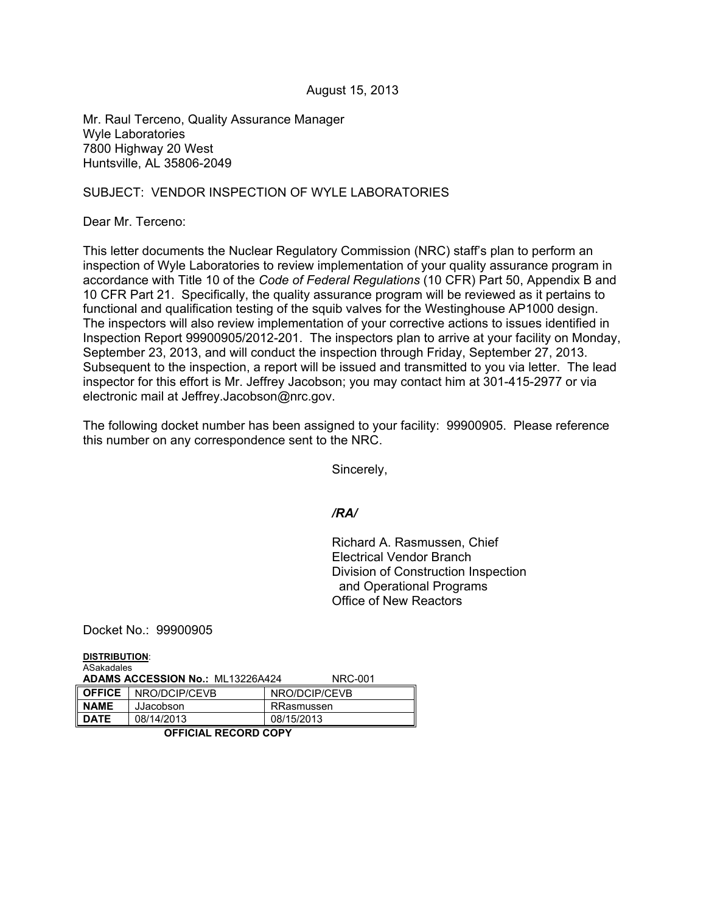August 15, 2013

Mr. Raul Terceno, Quality Assurance Manager
Wyle Laboratories
7800 Highway 20 West
Huntsville, AL 35806-2049

SUBJECT: VENDOR INSPECTION OF WYLE LABORATORIES

Dear Mr. Terceno:

This letter documents the Nuclear Regulatory Commission (NRC) staff's plan to perform an inspection of Wyle Laboratories to review implementation of your quality assurance program in accordance with Title 10 of the *Code of Federal Regulations* (10 CFR) Part 50, Appendix B and 10 CFR Part 21. Specifically, the quality assurance program will be reviewed as it pertains to functional and qualification testing of the squib valves for the Westinghouse AP1000 design. The inspectors will also review implementation of your corrective actions to issues identified in Inspection Report 99900905/2012-201. The inspectors plan to arrive at your facility on Monday, September 23, 2013, and will conduct the inspection through Friday, September 27, 2013. Subsequent to the inspection, a report will be issued and transmitted to you via letter. The lead inspector for this effort is Mr. Jeffrey Jacobson; you may contact him at 301-415-2977 or via electronic mail at Jeffrey.Jacobson@nrc.gov.

The following docket number has been assigned to your facility: 99900905. Please reference this number on any correspondence sent to the NRC.

Sincerely,

*/RA/*

Richard A. Rasmussen, Chief
Electrical Vendor Branch
Division of Construction Inspection
and Operational Programs
Office of New Reactors

Docket No.: 99900905

**DISTRIBUTION**:
ASakadales

**ADAMS ACCESSION No.:** ML13226A424 NRC-001

| **OFFICE** | NRO/DCIP/CEVB | NRO/DCIP/CEVB |
|---|---|---|
| **NAME** | JJacobson | RRasmussen |
| **DATE** | 08/14/2013 | 08/15/2013 |

**OFFICIAL RECORD COPY**